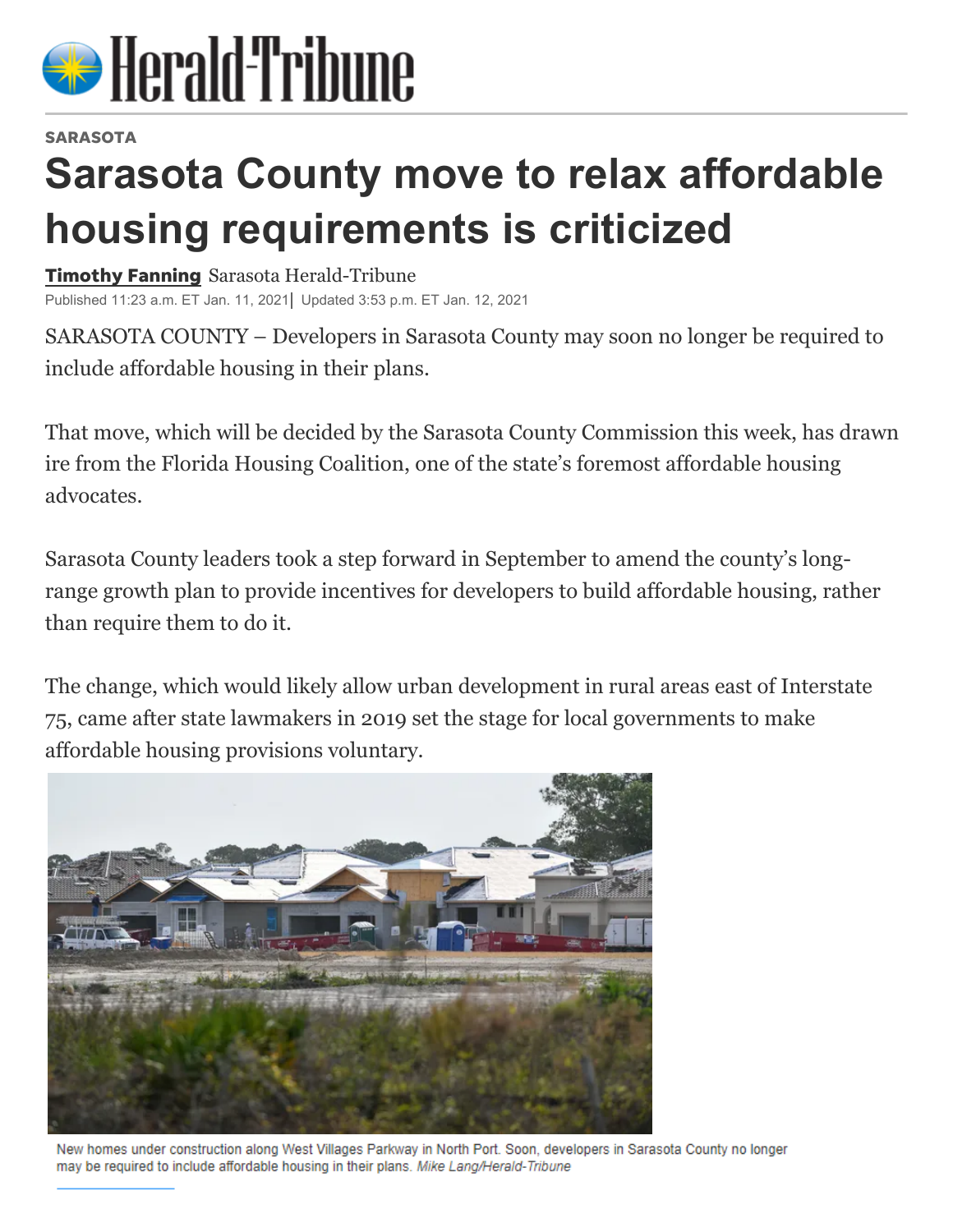Herald-Tribune

SARASOTA

# Sarasota County move to relax affordable housing requirements is criticized

**Timothy Fanning** Sarasota Herald-Tribune

Published 11:23 a.m. ET Jan. 11, 2021 | Updated 3:53 p.m. ET Jan. 12, 2021

SARASOTA COUNTY – Developers in Sarasota County may soon no longer be required to include affordable housing in their plans.

That move, which will be decided by the Sarasota County Commission this week, has drawn ire from the Florida Housing Coalition, one of the state's foremost affordable housing advocates.

Sarasota County leaders took a step forward in September to amend the county's long-range growth plan to provide incentives for developers to build affordable housing, rather than require them to do it.

The change, which would likely allow urban development in rural areas east of Interstate 75, came after state lawmakers in 2019 set the stage for local governments to make affordable housing provisions voluntary.

New homes under construction along West Villages Parkway in North Port. Soon, developers in Sarasota County no longer may be required to include affordable housing in their plans. *Mike Lang/Herald-Tribune*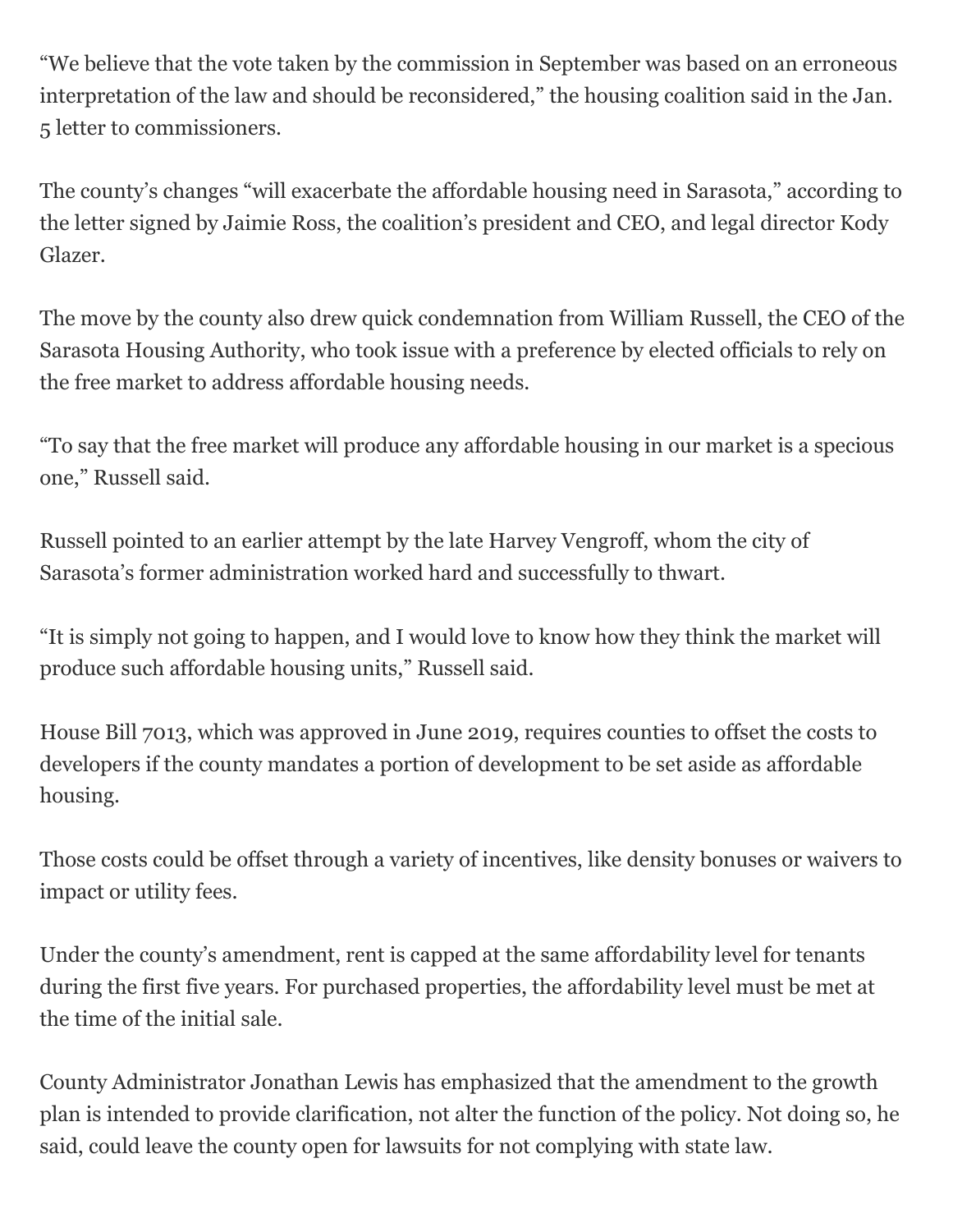"We believe that the vote taken by the commission in September was based on an erroneous interpretation of the law and should be reconsidered," the housing coalition said in the Jan. 5 letter to commissioners.

The county's changes "will exacerbate the affordable housing need in Sarasota," according to the letter signed by Jaimie Ross, the coalition's president and CEO, and legal director Kody Glazer.

The move by the county also drew quick condemnation from William Russell, the CEO of the Sarasota Housing Authority, who took issue with a preference by elected officials to rely on the free market to address affordable housing needs.

"To say that the free market will produce any affordable housing in our market is a specious one," Russell said.

Russell pointed to an earlier attempt by the late Harvey Vengroff, whom the city of Sarasota's former administration worked hard and successfully to thwart.

"It is simply not going to happen, and I would love to know how they think the market will produce such affordable housing units," Russell said.

House Bill 7013, which was approved in June 2019, requires counties to offset the costs to developers if the county mandates a portion of development to be set aside as affordable housing.

Those costs could be offset through a variety of incentives, like density bonuses or waivers to impact or utility fees.

Under the county's amendment, rent is capped at the same affordability level for tenants during the first five years. For purchased properties, the affordability level must be met at the time of the initial sale.

County Administrator Jonathan Lewis has emphasized that the amendment to the growth plan is intended to provide clarification, not alter the function of the policy. Not doing so, he said, could leave the county open for lawsuits for not complying with state law.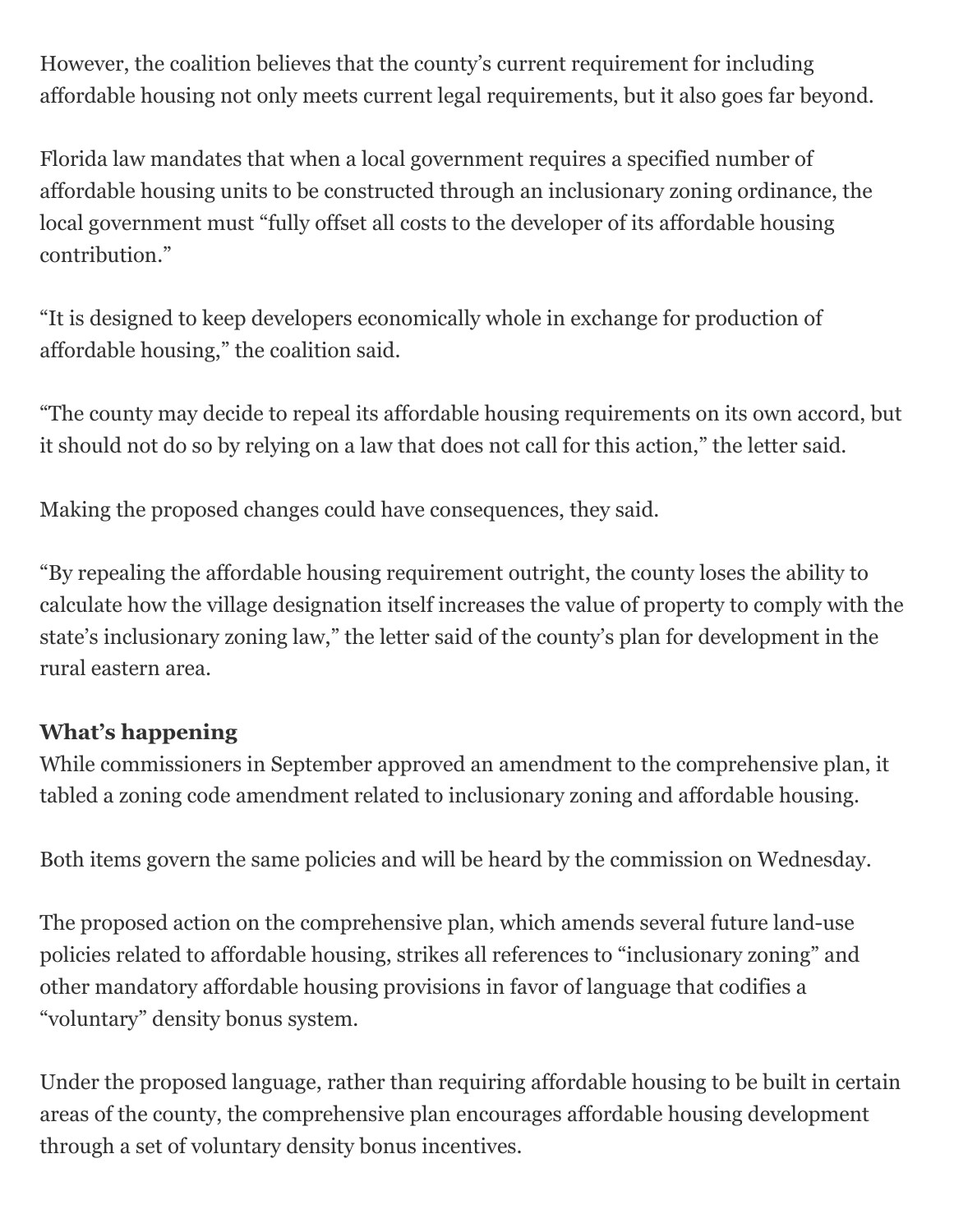However, the coalition believes that the county's current requirement for including affordable housing not only meets current legal requirements, but it also goes far beyond.

Florida law mandates that when a local government requires a specified number of affordable housing units to be constructed through an inclusionary zoning ordinance, the local government must "fully offset all costs to the developer of its affordable housing contribution."

"It is designed to keep developers economically whole in exchange for production of affordable housing," the coalition said.

"The county may decide to repeal its affordable housing requirements on its own accord, but it should not do so by relying on a law that does not call for this action," the letter said.

Making the proposed changes could have consequences, they said.

"By repealing the affordable housing requirement outright, the county loses the ability to calculate how the village designation itself increases the value of property to comply with the state's inclusionary zoning law," the letter said of the county's plan for development in the rural eastern area.

**What's happening**

While commissioners in September approved an amendment to the comprehensive plan, it tabled a zoning code amendment related to inclusionary zoning and affordable housing.

Both items govern the same policies and will be heard by the commission on Wednesday.

The proposed action on the comprehensive plan, which amends several future land-use policies related to affordable housing, strikes all references to "inclusionary zoning" and other mandatory affordable housing provisions in favor of language that codifies a "voluntary" density bonus system.

Under the proposed language, rather than requiring affordable housing to be built in certain areas of the county, the comprehensive plan encourages affordable housing development through a set of voluntary density bonus incentives.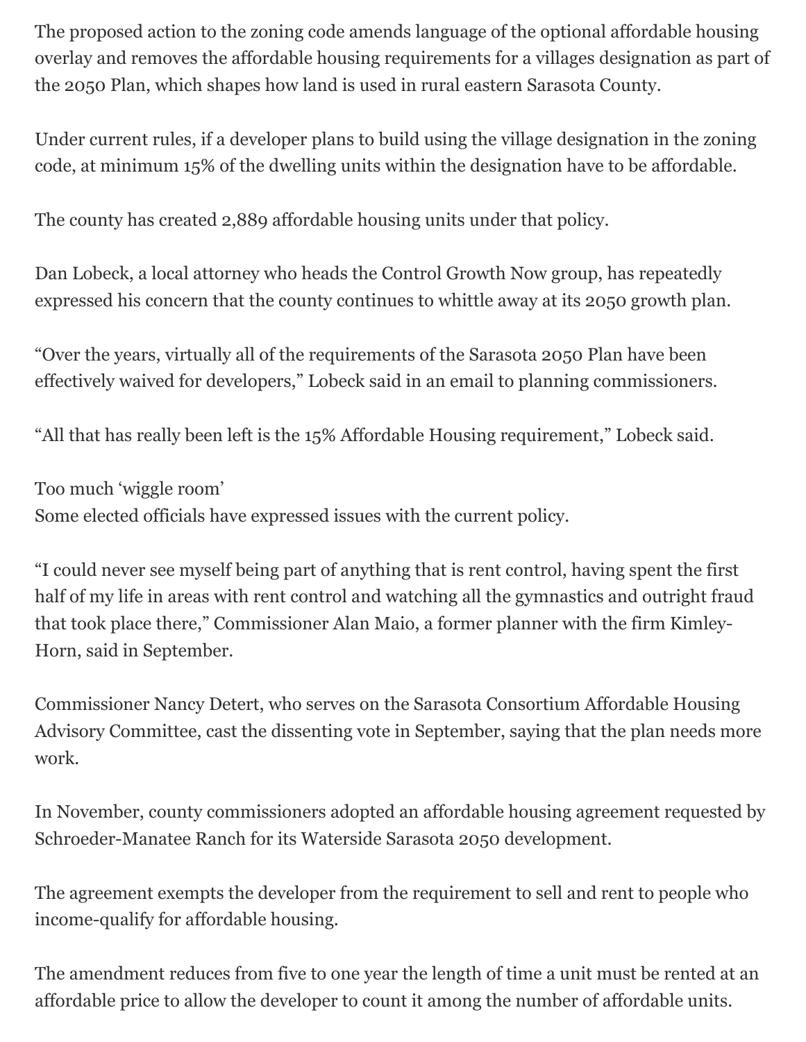The proposed action to the zoning code amends language of the optional affordable housing overlay and removes the affordable housing requirements for a villages designation as part of the 2050 Plan, which shapes how land is used in rural eastern Sarasota County.

Under current rules, if a developer plans to build using the village designation in the zoning code, at minimum 15% of the dwelling units within the designation have to be affordable.

The county has created 2,889 affordable housing units under that policy.

Dan Lobeck, a local attorney who heads the Control Growth Now group, has repeatedly expressed his concern that the county continues to whittle away at its 2050 growth plan.

"Over the years, virtually all of the requirements of the Sarasota 2050 Plan have been effectively waived for developers," Lobeck said in an email to planning commissioners.

"All that has really been left is the 15% Affordable Housing requirement," Lobeck said.

## Too much 'wiggle room'

Some elected officials have expressed issues with the current policy.

"I could never see myself being part of anything that is rent control, having spent the first half of my life in areas with rent control and watching all the gymnastics and outright fraud that took place there," Commissioner Alan Maio, a former planner with the firm Kimley-Horn, said in September.

Commissioner Nancy Detert, who serves on the Sarasota Consortium Affordable Housing Advisory Committee, cast the dissenting vote in September, saying that the plan needs more work.

In November, county commissioners adopted an affordable housing agreement requested by Schroeder-Manatee Ranch for its Waterside Sarasota 2050 development.

The agreement exempts the developer from the requirement to sell and rent to people who income-qualify for affordable housing.

The amendment reduces from five to one year the length of time a unit must be rented at an affordable price to allow the developer to count it among the number of affordable units.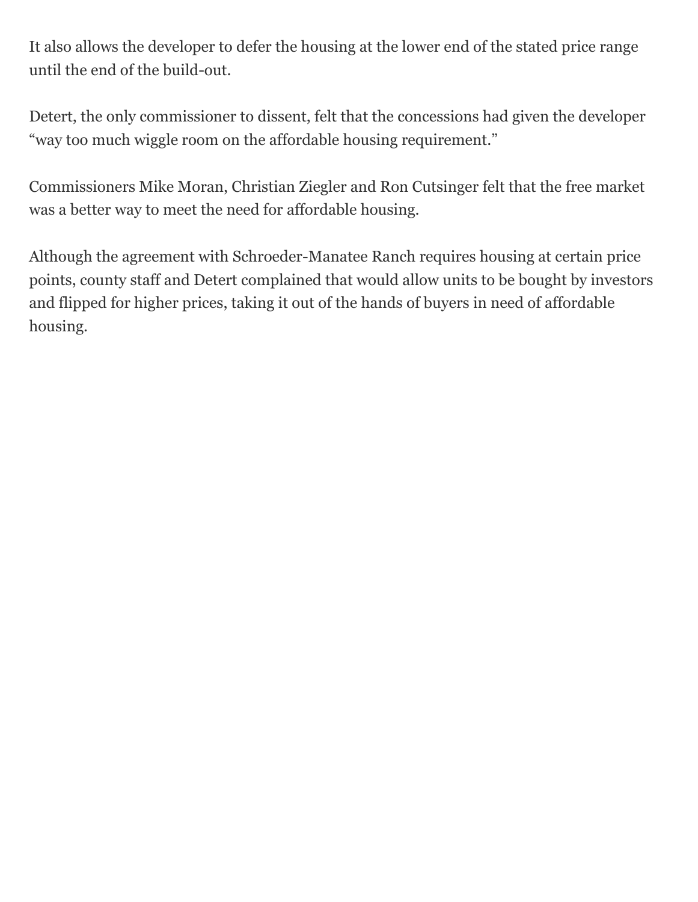It also allows the developer to defer the housing at the lower end of the stated price range until the end of the build-out.

Detert, the only commissioner to dissent, felt that the concessions had given the developer "way too much wiggle room on the affordable housing requirement."

Commissioners Mike Moran, Christian Ziegler and Ron Cutsinger felt that the free market was a better way to meet the need for affordable housing.

Although the agreement with Schroeder-Manatee Ranch requires housing at certain price points, county staff and Detert complained that would allow units to be bought by investors and flipped for higher prices, taking it out of the hands of buyers in need of affordable housing.